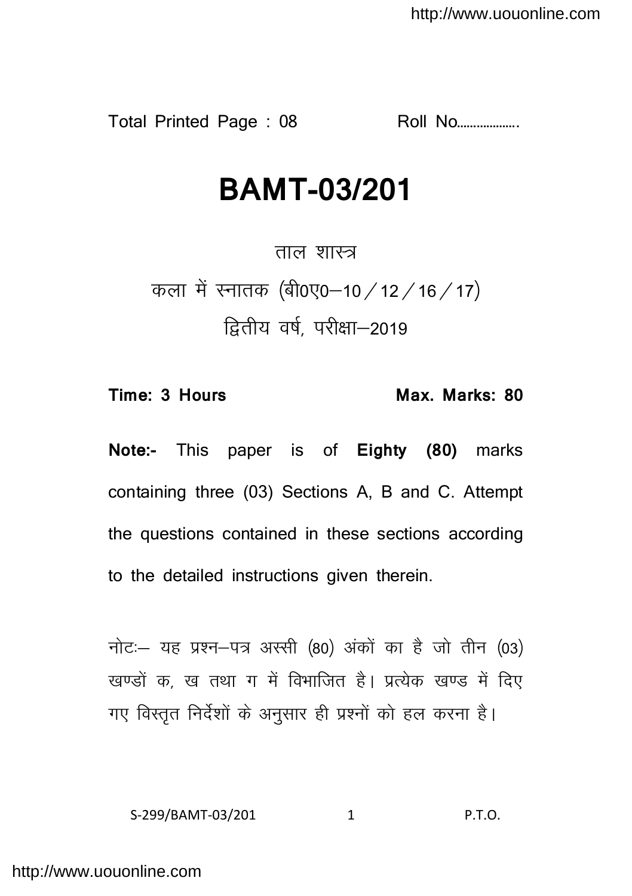Total Printed Page : 08 Roll No……………….

# BAMT-03/201

ताल शास्त्र

कला में स्नातक (बी0ए0–10 / 12 / 16 / 17)

द्वितीय वर्ष, परीक्षा–2019

**Time: 3 Hours** **Max. Marks: 80**

**Note:-** This paper is of **Eighty (80)** marks containing three (03) Sections A, B and C. Attempt the questions contained in these sections according to the detailed instructions given therein.

नोटः– यह प्रश्न–पत्र अस्सी (80) अंकों का है जो तीन (03) खण्डों क, ख तथा ग में विभाजित है। प्रत्येक खण्ड में दिए गए विस्तृत निर्देशों के अनुसार ही प्रश्नों को हल करना है।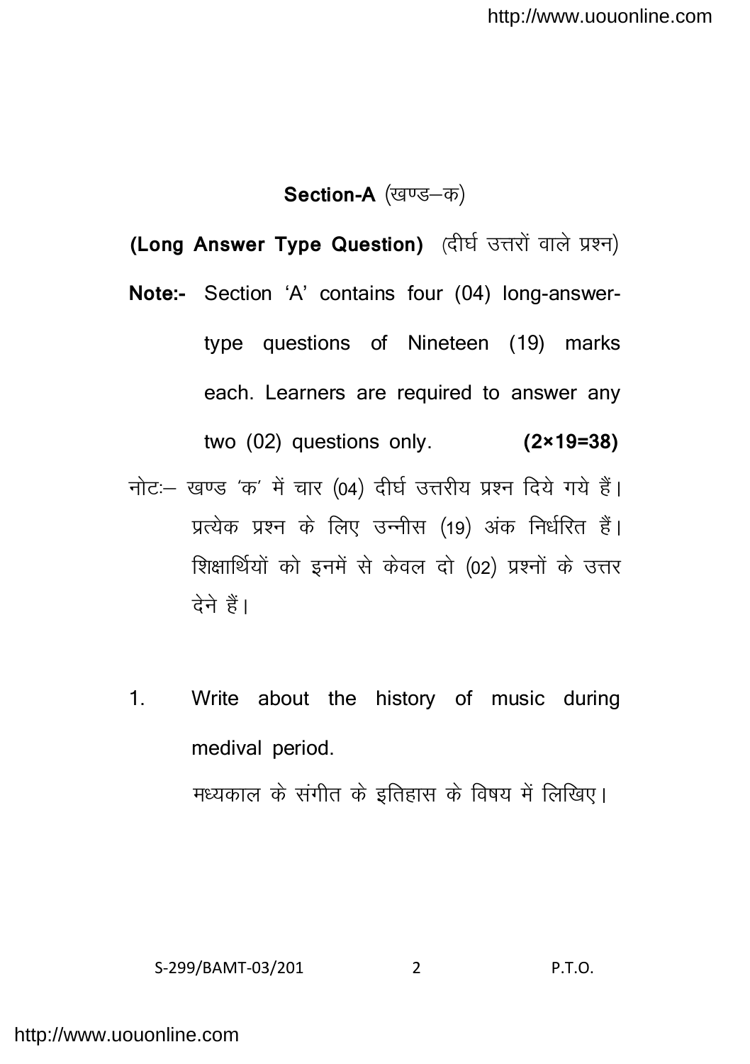## Section-A (खण्ड–क)

**(Long Answer Type Question)** (दीर्घ उत्तरों वाले प्रश्न)

**Note:-** Section 'A' contains four (04) long-answer-type questions of Nineteen (19) marks each. Learners are required to answer any two (02) questions only. **(2×19=38)**

नोटः– खण्ड 'क' में चार (04) दीर्घ उत्तरीय प्रश्न दिये गये हैं। प्रत्येक प्रश्न के लिए उन्नीस (19) अंक निर्धरित हैं। शिक्षार्थियों को इनमें से केवल दो (02) प्रश्नों के उत्तर देने हैं।

1. Write about the history of music during medival period.

   मध्यकाल के संगीत के इतिहास के विषय में लिखिए।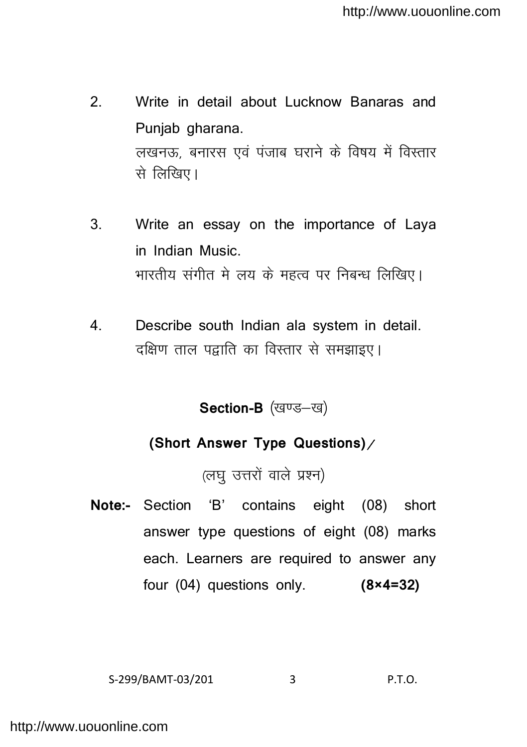2. Write in detail about Lucknow Banaras and Punjab gharana.
   लखनऊ, बनारस एवं पंजाब घराने के विषय में विस्तार से लिखिए।

3. Write an essay on the importance of Laya in Indian Music.
   भारतीय संगीत मे लय के महत्व पर निबन्ध लिखिए।

4. Describe south Indian ala system in detail.
   दक्षिण ताल पद्वाति का विस्तार से समझाइए।

## Section-B (खण्ड–ख)

### (Short Answer Type Questions)/

### (लघु उत्तरों वाले प्रश्न)

**Note:-** Section 'B' contains eight (08) short answer type questions of eight (08) marks each. Learners are required to answer any four (04) questions only. **(8×4=32)**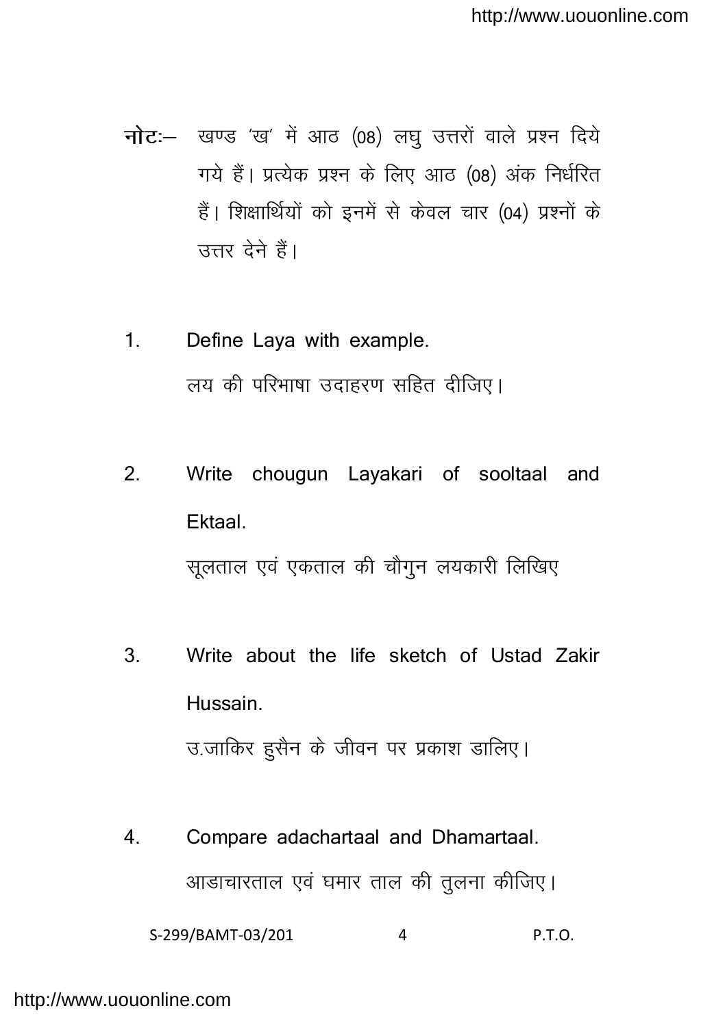**नोटः–** खण्ड 'ख' में आठ (08) लघु उत्तरों वाले प्रश्न दिये गये हैं। प्रत्येक प्रश्न के लिए आठ (08) अंक निर्धरित हैं। शिक्षार्थियों को इनमें से केवल चार (04) प्रश्नों के उत्तर देने हैं।

1. Define Laya with example.

   लय की परिभाषा उदाहरण सहित दीजिए।

2. Write chougun Layakari of sooltaal and Ektaal.

   सूलताल एवं एकताल की चौगुन लयकारी लिखिए

3. Write about the life sketch of Ustad Zakir Hussain.

   उ.जाकिर हुसैन के जीवन पर प्रकाश डालिए।

4. Compare adachartaal and Dhamartaal.

   आडाचारताल एवं घमार ताल की तुलना कीजिए।

S-299/BAMT-03/201 P.T.O.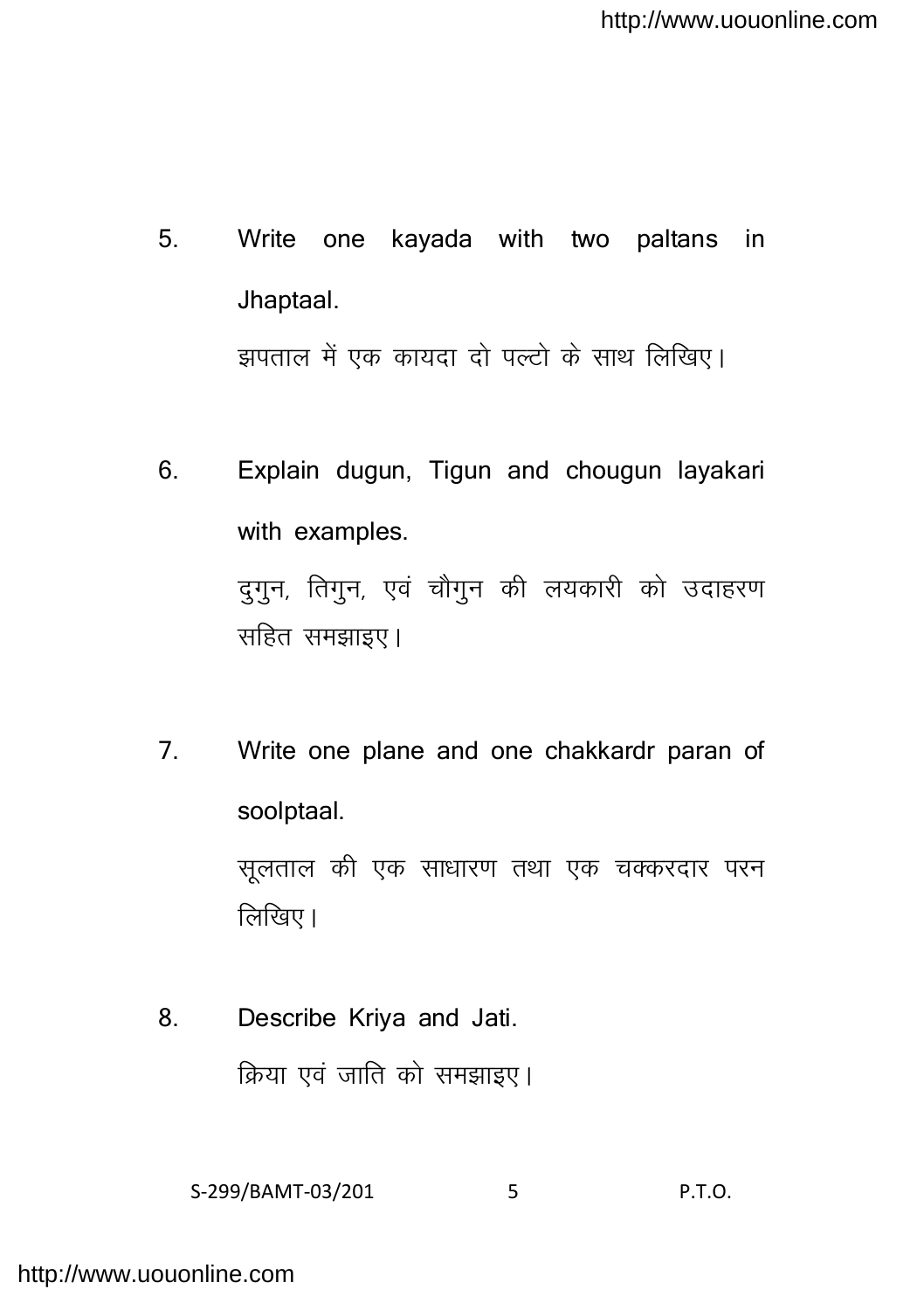5. Write one kayada with two paltans in Jhaptaal.

   झपताल में एक कायदा दो पल्टो के साथ लिखिए।

6. Explain dugun, Tigun and chougun layakari with examples.

   दुगुन, तिगुन, एवं चौगुन की लयकारी को उदाहरण सहित समझाइए।

7. Write one plane and one chakkardr paran of soolptaal.

   सूलताल की एक साधारण तथा एक चक्करदार परन लिखिए।

8. Describe Kriya and Jati.

   क्रिया एवं जाति को समझाइए।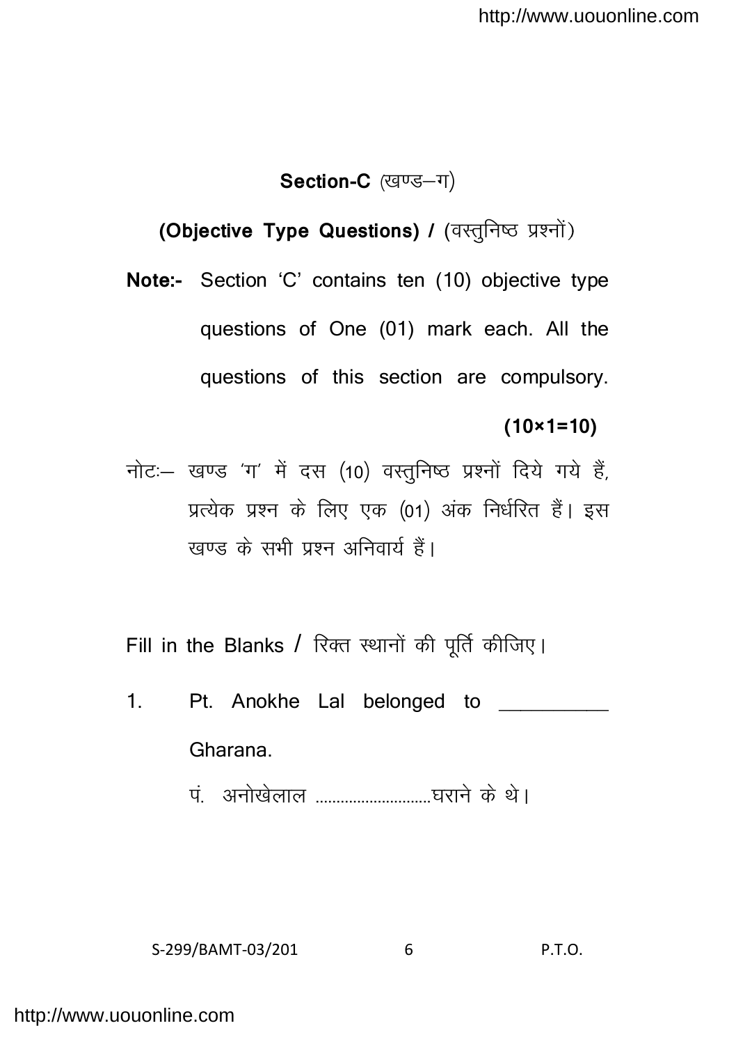## Section-C (खण्ड–ग)

### (Objective Type Questions) / (वस्तुनिष्ठ प्रश्नों)

**Note:-** Section 'C' contains ten (10) objective type questions of One (01) mark each. All the questions of this section are compulsory.

**(10×1=10)**

नोटः– खण्ड 'ग' में दस (10) वस्तुनिष्ठ प्रश्नों दिये गये हैं, प्रत्येक प्रश्न के लिए एक (01) अंक निर्धरित हैं। इस खण्ड के सभी प्रश्न अनिवार्य हैं।

Fill in the Blanks / रिक्त स्थानों की पूर्ति कीजिए।

1. Pt. Anokhe Lal belonged to __________ Gharana.

   पं. अनोखेलाल ..........................घराने के थे।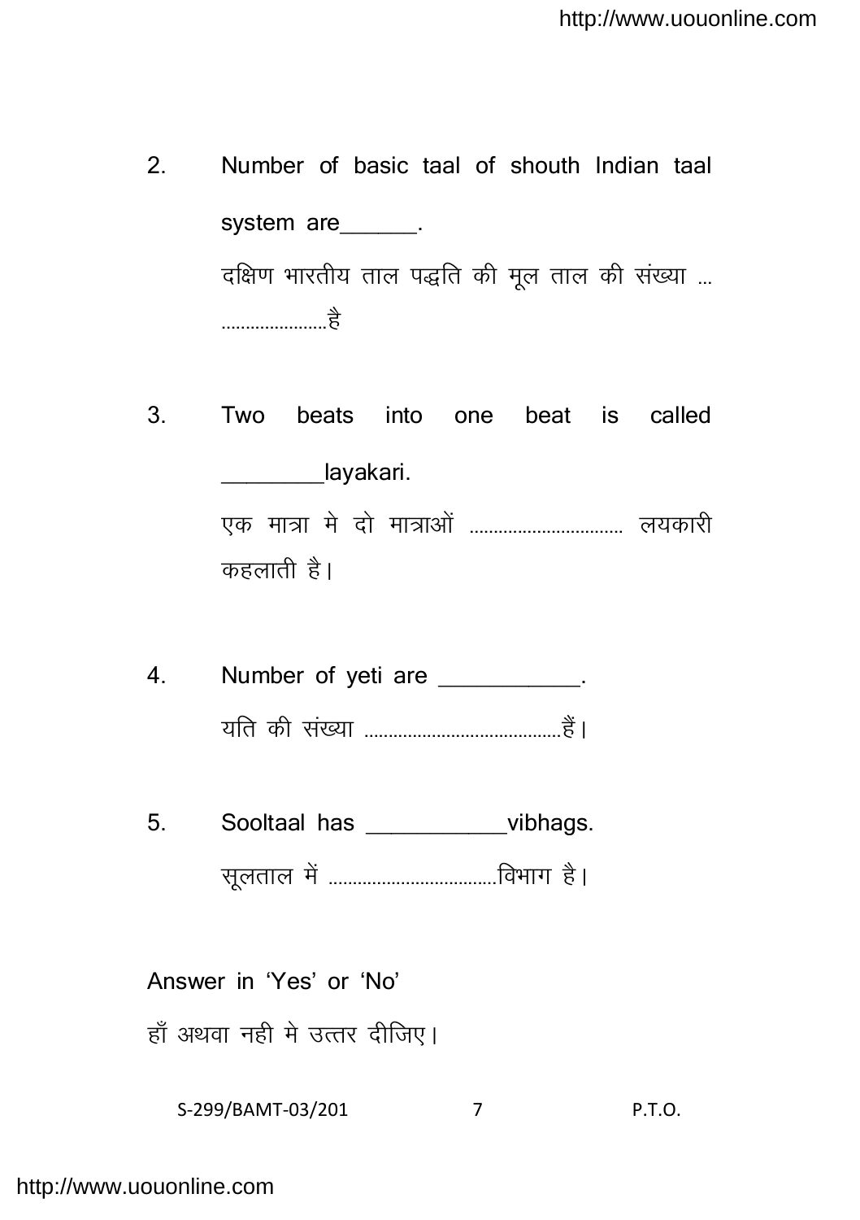2. Number of basic taal of shouth Indian taal system are______.

   दक्षिण भारतीय ताल पद्धति की मूल ताल की संख्या …………………है

3. Two beats into one beat is called ________layakari.

   एक मात्रा मे दो मात्राओं ………………………… लयकारी कहलाती है।

4. Number of yeti are ___________.

   यति की संख्या ……………………………………हैं।

5. Sooltaal has ___________vibhags.

   सूलताल में ………………………………विभाग है।

Answer in 'Yes' or 'No'

हाँ अथवा नही मे उत्तर दीजिए।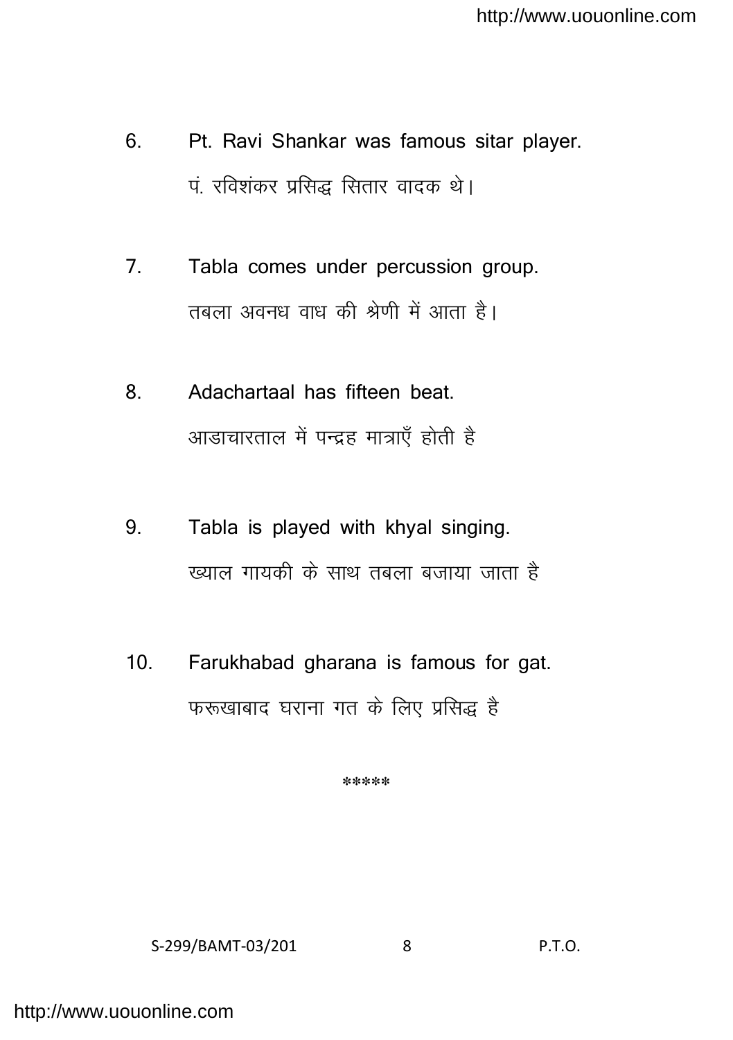6. Pt. Ravi Shankar was famous sitar player.

   पं. रविशंकर प्रसिद्ध सितार वादक थे।

7. Tabla comes under percussion group.

   तबला अवनध वाध की श्रेणी में आता है।

8. Adachartaal has fifteen beat.

   आडाचारताल में पन्द्रह मात्राएँ होती है

9. Tabla is played with khyal singing.

   ख्याल गायकी के साथ तबला बजाया जाता है

10. Farukhabad gharana is famous for gat.

    फरूखाबाद घराना गत के लिए प्रसिद्ध है

*****